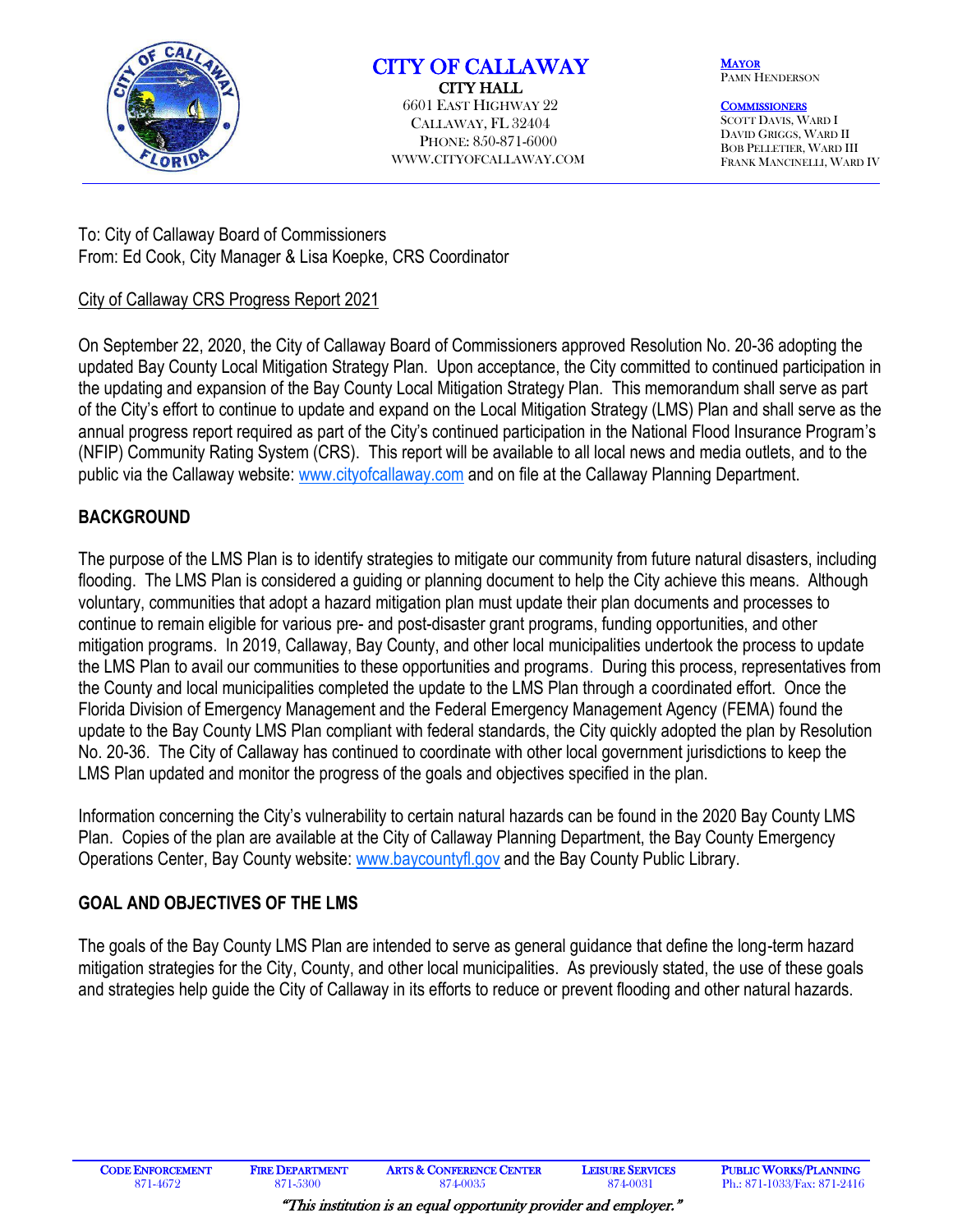# CITY OF CALLAWAY

**CITY HALL**
6601 East Highway 22
Callaway, FL 32404
Phone: 850-871-6000
www.cityofcallaway.com

**Mayor**
Pamn Henderson

**Commissioners**
Scott Davis, Ward I
David Griggs, Ward II
Bob Pelletier, Ward III
Frank Mancinelli, Ward IV

---

To: City of Callaway Board of Commissioners
From: Ed Cook, City Manager & Lisa Koepke, CRS Coordinator

City of Callaway CRS Progress Report 2021

On September 22, 2020, the City of Callaway Board of Commissioners approved Resolution No. 20-36 adopting the updated Bay County Local Mitigation Strategy Plan. Upon acceptance, the City committed to continued participation in the updating and expansion of the Bay County Local Mitigation Strategy Plan. This memorandum shall serve as part of the City's effort to continue to update and expand on the Local Mitigation Strategy (LMS) Plan and shall serve as the annual progress report required as part of the City's continued participation in the National Flood Insurance Program's (NFIP) Community Rating System (CRS). This report will be available to all local news and media outlets, and to the public via the Callaway website: www.cityofcallaway.com and on file at the Callaway Planning Department.

## BACKGROUND

The purpose of the LMS Plan is to identify strategies to mitigate our community from future natural disasters, including flooding. The LMS Plan is considered a guiding or planning document to help the City achieve this means. Although voluntary, communities that adopt a hazard mitigation plan must update their plan documents and processes to continue to remain eligible for various pre- and post-disaster grant programs, funding opportunities, and other mitigation programs. In 2019, Callaway, Bay County, and other local municipalities undertook the process to update the LMS Plan to avail our communities to these opportunities and programs. During this process, representatives from the County and local municipalities completed the update to the LMS Plan through a coordinated effort. Once the Florida Division of Emergency Management and the Federal Emergency Management Agency (FEMA) found the update to the Bay County LMS Plan compliant with federal standards, the City quickly adopted the plan by Resolution No. 20-36. The City of Callaway has continued to coordinate with other local government jurisdictions to keep the LMS Plan updated and monitor the progress of the goals and objectives specified in the plan.

Information concerning the City's vulnerability to certain natural hazards can be found in the 2020 Bay County LMS Plan. Copies of the plan are available at the City of Callaway Planning Department, the Bay County Emergency Operations Center, Bay County website: www.baycountyfl.gov and the Bay County Public Library.

## GOAL AND OBJECTIVES OF THE LMS

The goals of the Bay County LMS Plan are intended to serve as general guidance that define the long-term hazard mitigation strategies for the City, County, and other local municipalities. As previously stated, the use of these goals and strategies help guide the City of Callaway in its efforts to reduce or prevent flooding and other natural hazards.

---

| Code Enforcement | Fire Department | Arts & Conference Center | Leisure Services | Public Works/Planning |
|---|---|---|---|---|
| 871-4672 | 871-5300 | 874-0035 | 874-0031 | Ph.: 871-1033/Fax: 871-2416 |

*"This institution is an equal opportunity provider and employer."*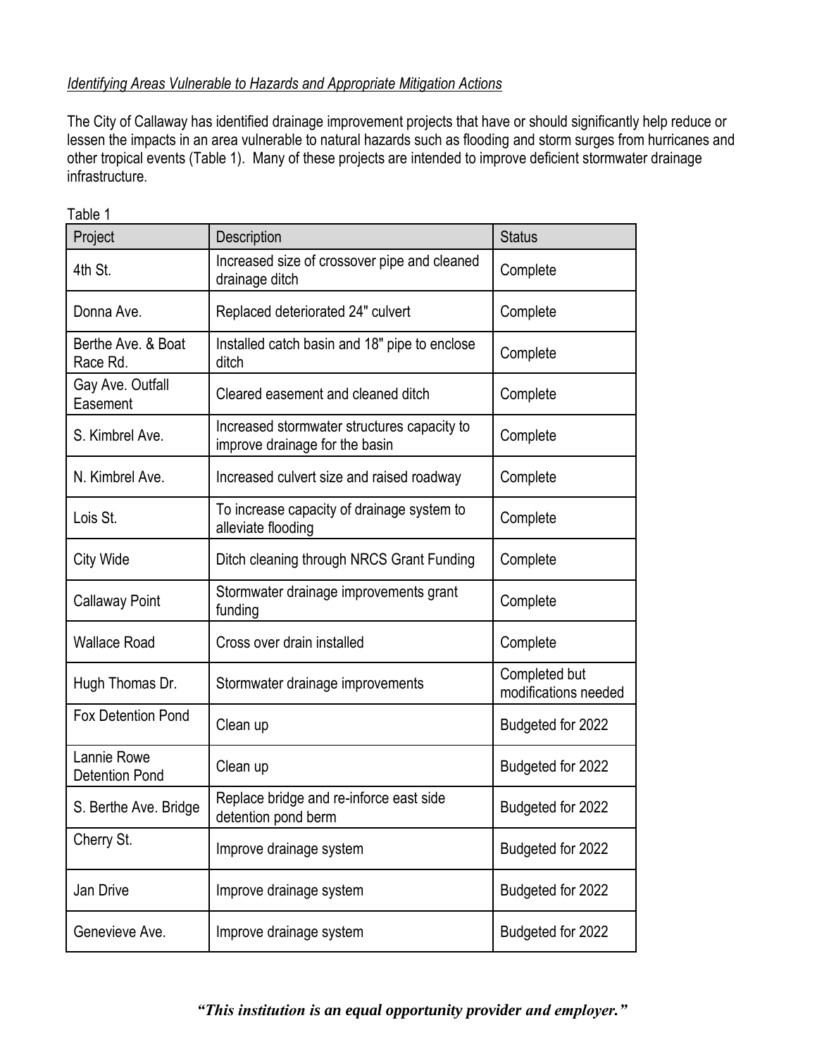*Identifying Areas Vulnerable to Hazards and Appropriate Mitigation Actions*

The City of Callaway has identified drainage improvement projects that have or should significantly help reduce or lessen the impacts in an area vulnerable to natural hazards such as flooding and storm surges from hurricanes and other tropical events (Table 1). Many of these projects are intended to improve deficient stormwater drainage infrastructure.

Table 1

| Project | Description | Status |
|---|---|---|
| 4th St. | Increased size of crossover pipe and cleaned drainage ditch | Complete |
| Donna Ave. | Replaced deteriorated 24" culvert | Complete |
| Berthe Ave. & Boat Race Rd. | Installed catch basin and 18" pipe to enclose ditch | Complete |
| Gay Ave. Outfall Easement | Cleared easement and cleaned ditch | Complete |
| S. Kimbrel Ave. | Increased stormwater structures capacity to improve drainage for the basin | Complete |
| N. Kimbrel Ave. | Increased culvert size and raised roadway | Complete |
| Lois St. | To increase capacity of drainage system to alleviate flooding | Complete |
| City Wide | Ditch cleaning through NRCS Grant Funding | Complete |
| Callaway Point | Stormwater drainage improvements grant funding | Complete |
| Wallace Road | Cross over drain installed | Complete |
| Hugh Thomas Dr. | Stormwater drainage improvements | Completed but modifications needed |
| Fox Detention Pond | Clean up | Budgeted for 2022 |
| Lannie Rowe Detention Pond | Clean up | Budgeted for 2022 |
| S. Berthe Ave. Bridge | Replace bridge and re-inforce east side detention pond berm | Budgeted for 2022 |
| Cherry St. | Improve drainage system | Budgeted for 2022 |
| Jan Drive | Improve drainage system | Budgeted for 2022 |
| Genevieve Ave. | Improve drainage system | Budgeted for 2022 |

***"This institution is an equal opportunity provider and employer."***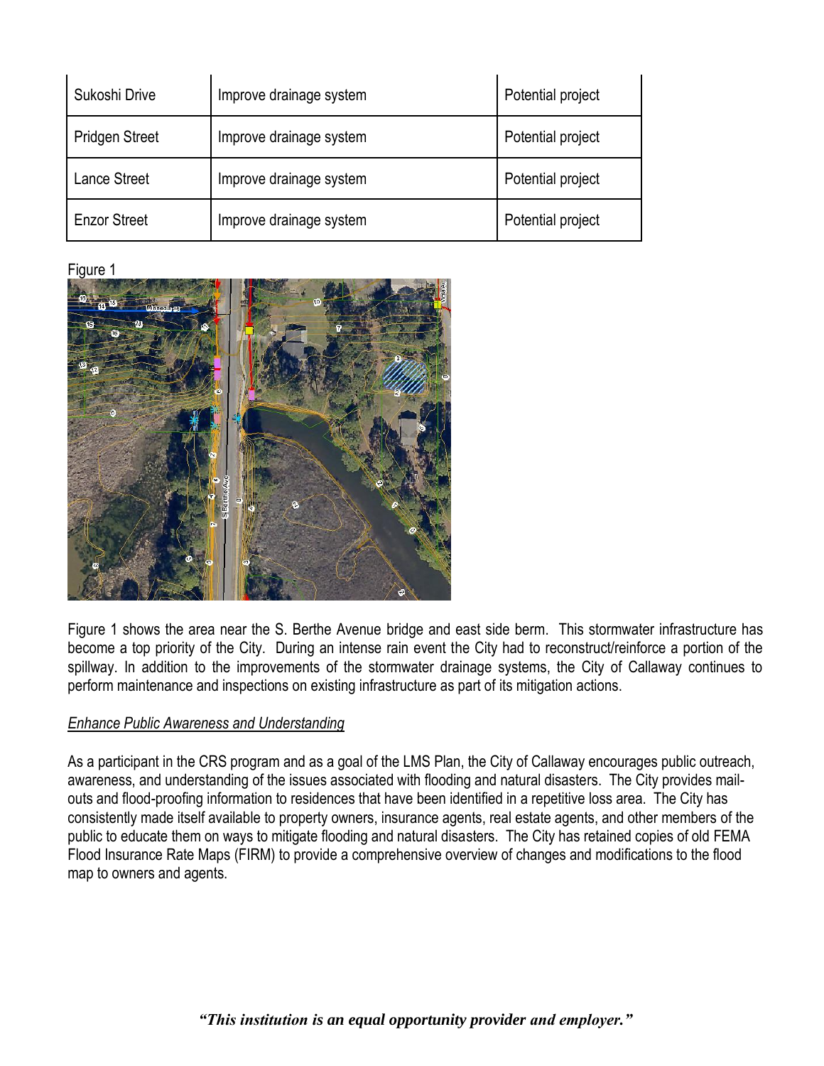| Sukoshi Drive | Improve drainage system | Potential project |
|---|---|---|
| Pridgen Street | Improve drainage system | Potential project |
| Lance Street | Improve drainage system | Potential project |
| Enzor Street | Improve drainage system | Potential project |

Figure 1

Figure 1 shows the area near the S. Berthe Avenue bridge and east side berm. This stormwater infrastructure has become a top priority of the City. During an intense rain event the City had to reconstruct/reinforce a portion of the spillway. In addition to the improvements of the stormwater drainage systems, the City of Callaway continues to perform maintenance and inspections on existing infrastructure as part of its mitigation actions.

*Enhance Public Awareness and Understanding*

As a participant in the CRS program and as a goal of the LMS Plan, the City of Callaway encourages public outreach, awareness, and understanding of the issues associated with flooding and natural disasters. The City provides mail-outs and flood-proofing information to residences that have been identified in a repetitive loss area. The City has consistently made itself available to property owners, insurance agents, real estate agents, and other members of the public to educate them on ways to mitigate flooding and natural disasters. The City has retained copies of old FEMA Flood Insurance Rate Maps (FIRM) to provide a comprehensive overview of changes and modifications to the flood map to owners and agents.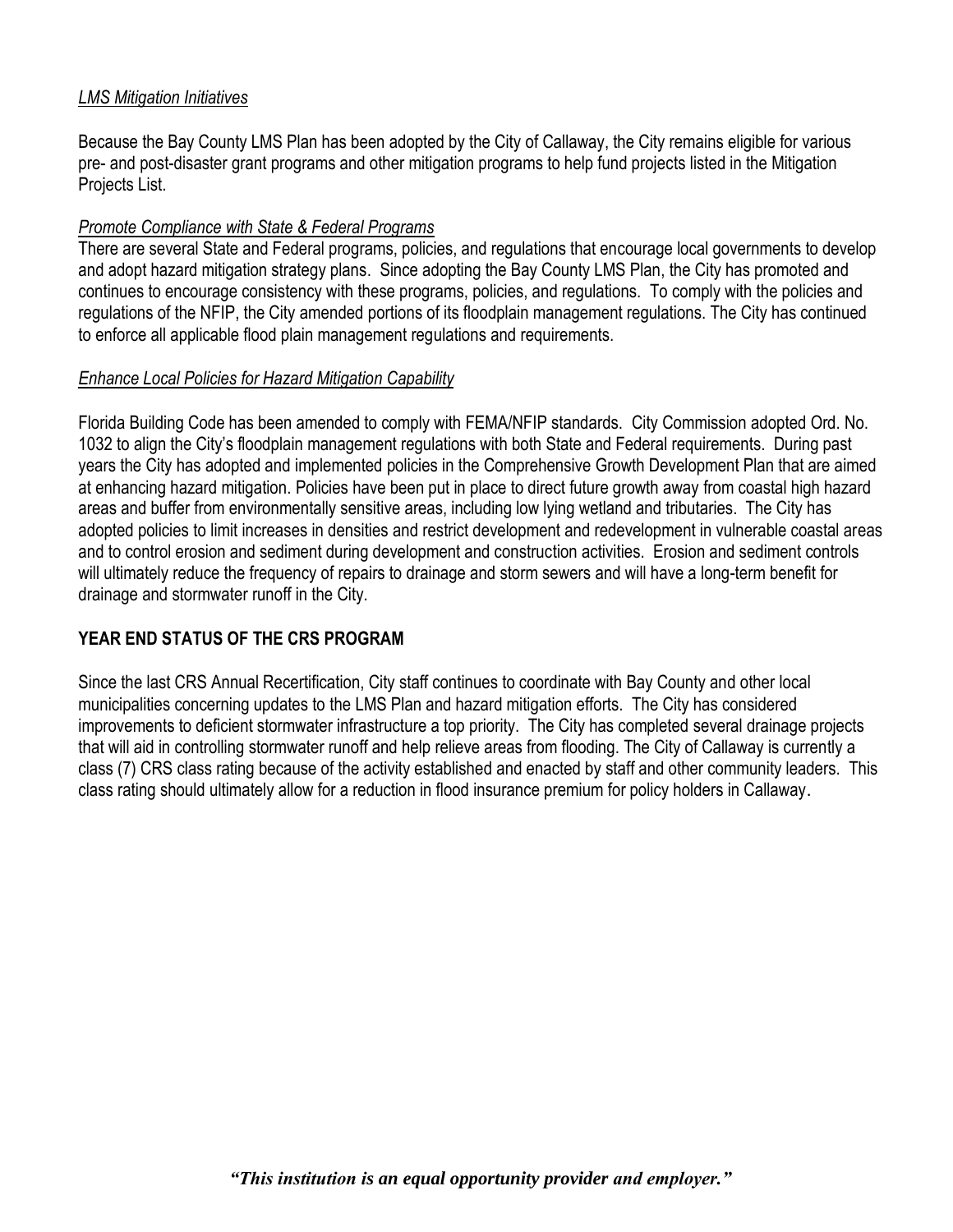*LMS Mitigation Initiatives*

Because the Bay County LMS Plan has been adopted by the City of Callaway, the City remains eligible for various pre- and post-disaster grant programs and other mitigation programs to help fund projects listed in the Mitigation Projects List.

*Promote Compliance with State & Federal Programs*

There are several State and Federal programs, policies, and regulations that encourage local governments to develop and adopt hazard mitigation strategy plans. Since adopting the Bay County LMS Plan, the City has promoted and continues to encourage consistency with these programs, policies, and regulations. To comply with the policies and regulations of the NFIP, the City amended portions of its floodplain management regulations. The City has continued to enforce all applicable flood plain management regulations and requirements.

*Enhance Local Policies for Hazard Mitigation Capability*

Florida Building Code has been amended to comply with FEMA/NFIP standards. City Commission adopted Ord. No. 1032 to align the City's floodplain management regulations with both State and Federal requirements. During past years the City has adopted and implemented policies in the Comprehensive Growth Development Plan that are aimed at enhancing hazard mitigation. Policies have been put in place to direct future growth away from coastal high hazard areas and buffer from environmentally sensitive areas, including low lying wetland and tributaries. The City has adopted policies to limit increases in densities and restrict development and redevelopment in vulnerable coastal areas and to control erosion and sediment during development and construction activities. Erosion and sediment controls will ultimately reduce the frequency of repairs to drainage and storm sewers and will have a long-term benefit for drainage and stormwater runoff in the City.

## YEAR END STATUS OF THE CRS PROGRAM

Since the last CRS Annual Recertification, City staff continues to coordinate with Bay County and other local municipalities concerning updates to the LMS Plan and hazard mitigation efforts. The City has considered improvements to deficient stormwater infrastructure a top priority. The City has completed several drainage projects that will aid in controlling stormwater runoff and help relieve areas from flooding. The City of Callaway is currently a class (7) CRS class rating because of the activity established and enacted by staff and other community leaders. This class rating should ultimately allow for a reduction in flood insurance premium for policy holders in Callaway.